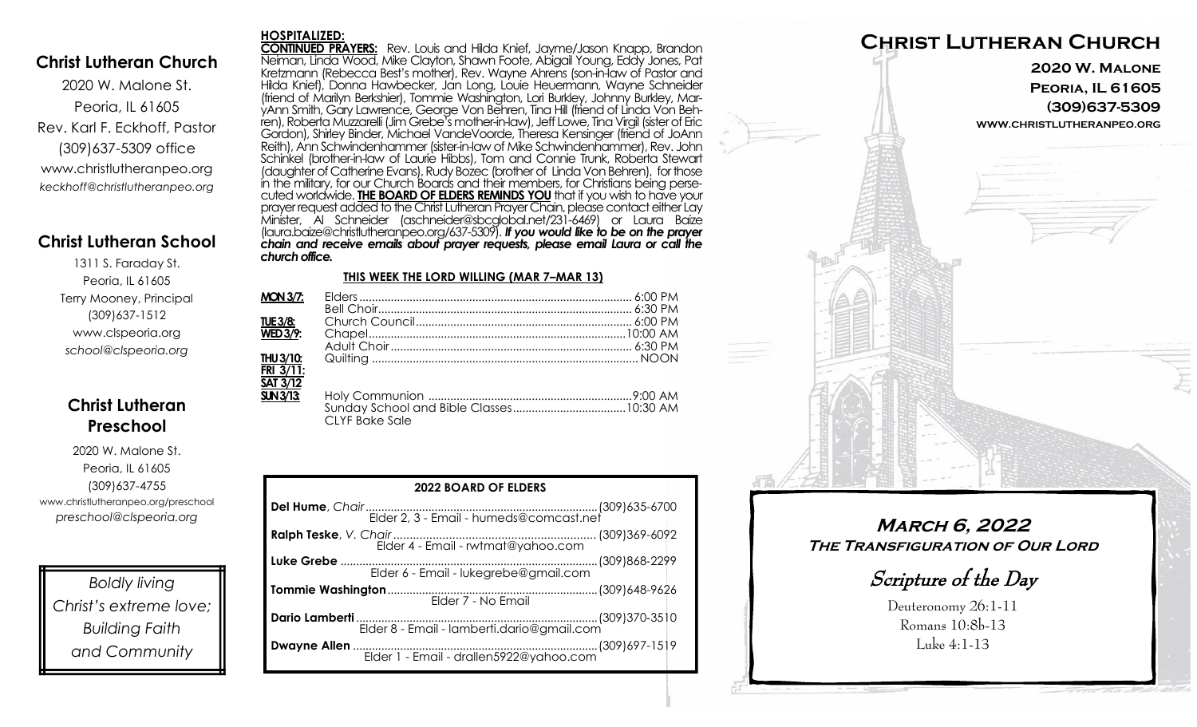## Christ Lutheran Church

2020 W. Malone St.
Peoria, IL 61605
Rev. Karl F. Eckhoff, Pastor
(309)637-5309 office
www.christlutheranpeo.org
*keckhoff@christlutheranpeo.org*

## Christ Lutheran School

1311 S. Faraday St.
Peoria, IL 61605
Terry Mooney, Principal
(309)637-1512
www.clspeoria.org
*school@clspeoria.org*

## Christ Lutheran Preschool

2020 W. Malone St.
Peoria, IL 61605
(309)637-4755
www.christlutheranpeo.org/preschool
*preschool@clspeoria.org*

*Boldly living Christ's extreme love; Building Faith and Community*

**HOSPITALIZED:**

**CONTINUED PRAYERS:** Rev. Louis and Hilda Knief, Jayme/Jason Knapp, Brandon Neiman, Linda Wood, Mike Clayton, Shawn Foote, Abigail Young, Eddy Jones, Pat Kretzmann (Rebecca Best's mother), Rev. Wayne Ahrens (son-in-law of Pastor and Hilda Knief), Donna Hawbecker, Jan Long, Louie Heuermann, Wayne Schneider (friend of Marilyn Berkshier), Tommie Washington, Lori Burkley, Johnny Burkley, MaryAnn Smith, Gary Lawrence, George Von Behren, Tina Hill (friend of Linda Von Behren), Roberta Muzzarelli (Jim Grebe's mother-in-law), Jeff Lowe, Tina Virgil (sister of Eric Gordon), Shirley Binder, Michael VandeVoorde, Theresa Kensinger (friend of JoAnn Reith), Ann Schwindenhammer (sister-in-law of Mike Schwindenhammer), Rev. John Schinkel (brother-in-law of Laurie Hibbs), Tom and Connie Trunk, Roberta Stewart (daughter of Catherine Evans), Rudy Bozec (brother of Linda Von Behren), for those in the military, for our Church Boards and their members, for Christians being persecuted worldwide. **THE BOARD OF ELDERS REMINDS YOU** that if you wish to have your prayer request added to the Christ Lutheran Prayer Chain, please contact either Lay Minister, Al Schneider (aschneider@sbcglobal.net/231-6469) or Laura Baize (laura.baize@christlutheranpeo.org/637-5309). ***If you would like to be on the prayer chain and receive emails about prayer requests, please email Laura or call the church office.***

**THIS WEEK THE LORD WILLING (MAR 7–MAR 13)**

| Day | Event | Time |
|---|---|---|
| **MON 3/7:** | Elders | 6:00 PM |
| | Bell Choir | 6:30 PM |
| **TUE 3/8:** | Church Council | 6:00 PM |
| **WED 3/9:** | Chapel | 10:00 AM |
| | Adult Choir | 6:30 PM |
| **THU 3/10:** | Quilting | NOON |
| **FRI 3/11:** | | |
| **SAT 3/12** | | |
| **SUN 3/13:** | Holy Communion | 9:00 AM |
| | Sunday School and Bible Classes | 10:30 AM |
| | CLYF Bake Sale | |

**2022 BOARD OF ELDERS**

| Name | Phone |
|---|---|
| **Del Hume**, *Chair* — Elder 2, 3 - Email - humeds@comcast.net | (309)635-6700 |
| **Ralph Teske**, *V. Chair* — Elder 4 - Email - rwtmat@yahoo.com | (309)369-6092 |
| **Luke Grebe** — Elder 6 - Email - lukegrebe@gmail.com | (309)868-2299 |
| **Tommie Washington** — Elder 7 - No Email | (309)648-9626 |
| **Dario Lamberti** — Elder 8 - Email - lamberti.dario@gmail.com | (309)370-3510 |
| **Dwayne Allen** — Elder 1 - Email - drallen5922@yahoo.com | (309)697-1519 |

# Christ Lutheran Church

**2020 W. Malone**
**Peoria, IL 61605**
**(309)637-5309**
**www.christlutheranpeo.org**

## March 6, 2022
### The Transfiguration of Our Lord

*Scripture of the Day*

Deuteronomy 26:1-11
Romans 10:8b-13
Luke 4:1-13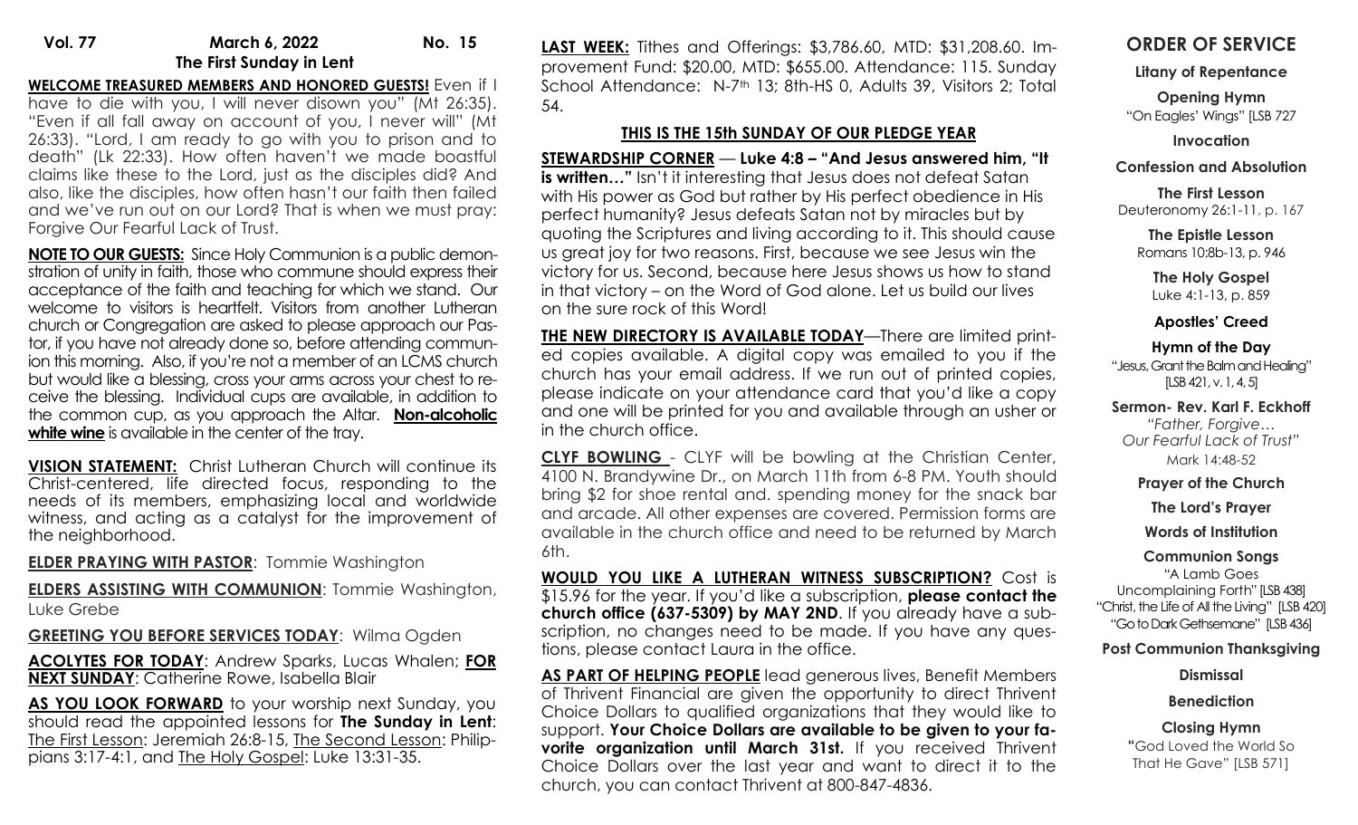**Vol. 77** **March 6, 2022** **No. 15**

**The First Sunday in Lent**

**WELCOME TREASURED MEMBERS AND HONORED GUESTS!** Even if I have to die with you, I will never disown you" (Mt 26:35). "Even if all fall away on account of you, I never will" (Mt 26:33). "Lord, I am ready to go with you to prison and to death" (Lk 22:33). How often haven't we made boastful claims like these to the Lord, just as the disciples did? And also, like the disciples, how often hasn't our faith then failed and we've run out on our Lord? That is when we must pray: Forgive Our Fearful Lack of Trust.

**NOTE TO OUR GUESTS:** Since Holy Communion is a public demonstration of unity in faith, those who commune should express their acceptance of the faith and teaching for which we stand. Our welcome to visitors is heartfelt. Visitors from another Lutheran church or Congregation are asked to please approach our Pastor, if you have not already done so, before attending communion this morning. Also, if you're not a member of an LCMS church but would like a blessing, cross your arms across your chest to receive the blessing. Individual cups are available, in addition to the common cup, as you approach the Altar. **Non-alcoholic white wine** is available in the center of the tray.

**VISION STATEMENT:** Christ Lutheran Church will continue its Christ-centered, life directed focus, responding to the needs of its members, emphasizing local and worldwide witness, and acting as a catalyst for the improvement of the neighborhood.

**ELDER PRAYING WITH PASTOR**: Tommie Washington

**ELDERS ASSISTING WITH COMMUNION**: Tommie Washington, Luke Grebe

**GREETING YOU BEFORE SERVICES TODAY**: Wilma Ogden

**ACOLYTES FOR TODAY**: Andrew Sparks, Lucas Whalen; **FOR NEXT SUNDAY**: Catherine Rowe, Isabella Blair

**AS YOU LOOK FORWARD** to your worship next Sunday, you should read the appointed lessons for **The Sunday in Lent**: The First Lesson: Jeremiah 26:8-15, The Second Lesson: Philippians 3:17-4:1, and The Holy Gospel: Luke 13:31-35.

**LAST WEEK:** Tithes and Offerings: $3,786.60, MTD: $31,208.60. Improvement Fund: $20.00, MTD: $655.00. Attendance: 115. Sunday School Attendance: N-7th 13; 8th-HS 0, Adults 39, Visitors 2; Total 54.

**THIS IS THE 15th SUNDAY OF OUR PLEDGE YEAR**

**STEWARDSHIP CORNER — Luke 4:8 – "And Jesus answered him, "It is written…"** Isn't it interesting that Jesus does not defeat Satan with His power as God but rather by His perfect obedience in His perfect humanity? Jesus defeats Satan not by miracles but by quoting the Scriptures and living according to it. This should cause us great joy for two reasons. First, because we see Jesus win the victory for us. Second, because here Jesus shows us how to stand in that victory – on the Word of God alone. Let us build our lives on the sure rock of this Word!

**THE NEW DIRECTORY IS AVAILABLE TODAY**—There are limited printed copies available. A digital copy was emailed to you if the church has your email address. If we run out of printed copies, please indicate on your attendance card that you'd like a copy and one will be printed for you and available through an usher or in the church office.

**CLYF BOWLING** - CLYF will be bowling at the Christian Center, 4100 N. Brandywine Dr., on March 11th from 6-8 PM. Youth should bring $2 for shoe rental and. spending money for the snack bar and arcade. All other expenses are covered. Permission forms are available in the church office and need to be returned by March 6th.

**WOULD YOU LIKE A LUTHERAN WITNESS SUBSCRIPTION?** Cost is $15.96 for the year. If you'd like a subscription, **please contact the church office (637-5309) by MAY 2ND**. If you already have a subscription, no changes need to be made. If you have any questions, please contact Laura in the office.

**AS PART OF HELPING PEOPLE** lead generous lives, Benefit Members of Thrivent Financial are given the opportunity to direct Thrivent Choice Dollars to qualified organizations that they would like to support. **Your Choice Dollars are available to be given to your favorite organization until March 31st.** If you received Thrivent Choice Dollars over the last year and want to direct it to the church, you can contact Thrivent at 800-847-4836.

## ORDER OF SERVICE

**Litany of Repentance**

**Opening Hymn**
"On Eagles' Wings" [LSB 727

**Invocation**

**Confession and Absolution**

**The First Lesson**
Deuteronomy 26:1-11, p. 167

**The Epistle Lesson**
Romans 10:8b-13, p. 946

**The Holy Gospel**
Luke 4:1-13, p. 859

**Apostles' Creed**

**Hymn of the Day**
"Jesus, Grant the Balm and Healing" [LSB 421, v. 1, 4, 5]

**Sermon- Rev. Karl F. Eckhoff**
*"Father, Forgive… Our Fearful Lack of Trust"*
Mark 14:48-52

**Prayer of the Church**

**The Lord's Prayer**

**Words of Institution**

**Communion Songs**
"A Lamb Goes Uncomplaining Forth" [LSB 438]
"Christ, the Life of All the Living" [LSB 420]
"Go to Dark Gethsemane" [LSB 436]

**Post Communion Thanksgiving**

**Dismissal**

**Benediction**

**Closing Hymn**
"God Loved the World So That He Gave" [LSB 571]